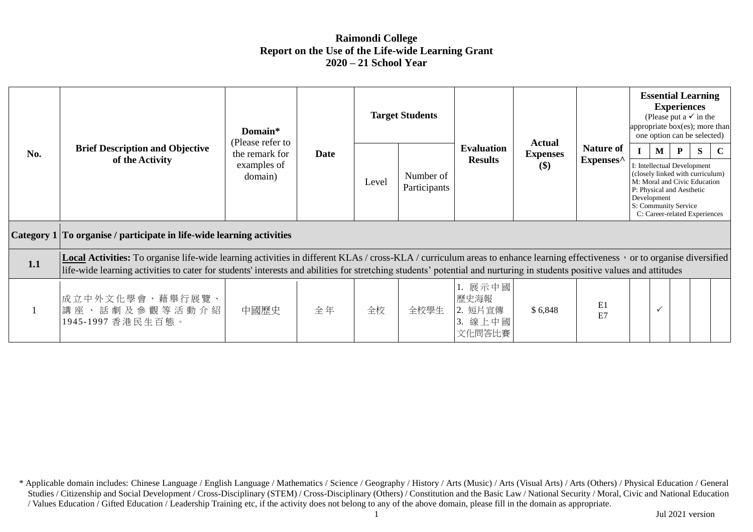# Raimondi College
## Report on the Use of the Life-wide Learning Grant
## 2020 – 21 School Year

| No. | Brief Description and Objective of the Activity | Domain* (Please refer to the remark for examples of domain) | Date | Target Students | | Evaluation Results | Actual Expenses ($) | Nature of Expenses^ | Essential Learning Experiences (Please put a ✓ in the appropriate box(es); more than one option can be selected) | | | | |
|---|---|---|---|---|---|---|---|---|---|---|---|---|---|
| | | | | Level | Number of Participants | | | | I | M | P | S | C |
| | | | | | | | | | I: Intellectual Development (closely linked with curriculum) M: Moral and Civic Education P: Physical and Aesthetic Development S: Community Service C: Career-related Experiences | | | | |
| **Category 1** | **To organise / participate in life-wide learning activities** | | | | | | | | | | | | |
| **1.1** | **Local Activities:** To organise life-wide learning activities in different KLAs / cross-KLA / curriculum areas to enhance learning effectiveness，or to organise diversified life-wide learning activities to cater for students' interests and abilities for stretching students' potential and nurturing in students positive values and attitudes | | | | | | | | | | | | |
| 1 | 成立中外文化學會，藉舉行展覽、講座、話劇及參觀等活動介紹1945-1997香港民生百態。 | 中國歷史 | 全年 | 全校 | 全校學生 | 1. 展示中國歷史海報<br>2. 短片宣傳<br>3. 線上中國文化問答比賽 | $ 6,848 | E1<br>E7 | | ✓ | | | |

\* Applicable domain includes: Chinese Language / English Language / Mathematics / Science / Geography / History / Arts (Music) / Arts (Visual Arts) / Arts (Others) / Physical Education / General Studies / Citizenship and Social Development / Cross-Disciplinary (STEM) / Cross-Disciplinary (Others) / Constitution and the Basic Law / National Security / Moral, Civic and National Education / Values Education / Gifted Education / Leadership Training etc, if the activity does not belong to any of the above domain, please fill in the domain as appropriate.

Jul 2021 version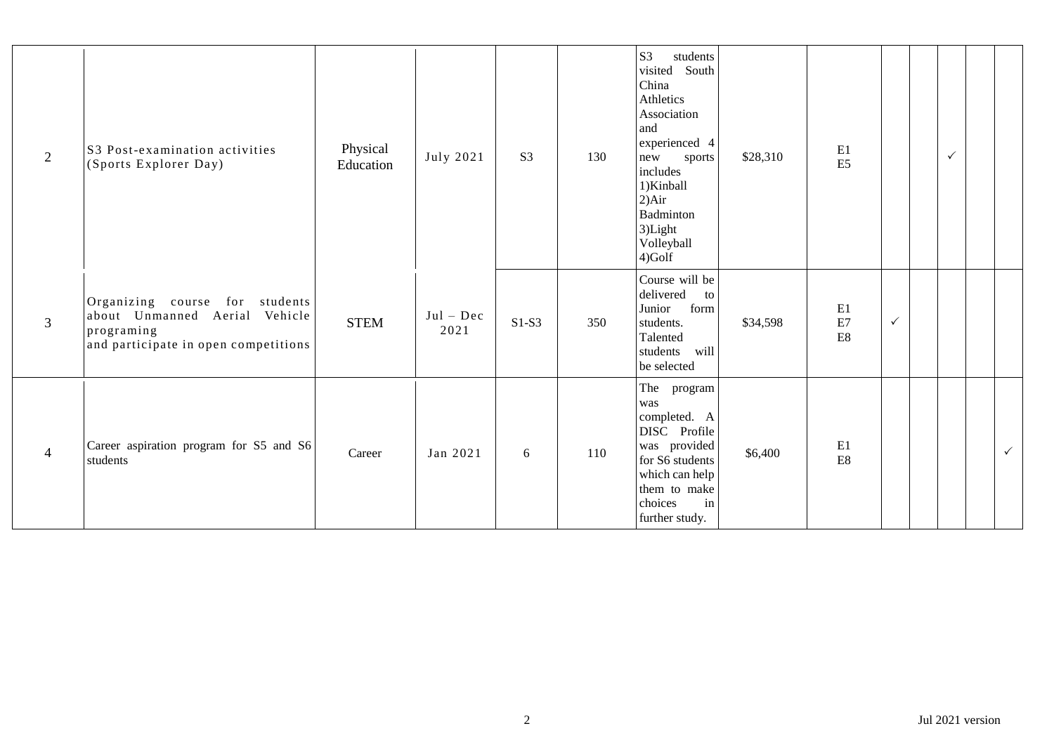| | | | | | | | | | | | | | |
|---|---|---|---|---|---|---|---|---|---|---|---|---|---|
| 2 | S3 Post-examination activities (Sports Explorer Day) | Physical Education | July 2021 | S3 | 130 | S3 students visited South China Athletics Association and experienced 4 new sports includes 1)Kinball 2)Air Badminton 3)Light Volleyball 4)Golf | \$28,310 | E1 E5 | | | ✓ | | |
| 3 | Organizing course for students about Unmanned Aerial Vehicle programing and participate in open competitions | STEM | Jul – Dec 2021 | S1-S3 | 350 | Course will be delivered to Junior form students. Talented students will be selected | \$34,598 | E1 E7 E8 | ✓ | | | | |
| 4 | Career aspiration program for S5 and S6 students | Career | Jan 2021 | 6 | 110 | The program was completed. A DISC Profile was provided for S6 students which can help them to make choices in further study. | \$6,400 | E1 E8 | | | | | ✓ |

Jul 2021 version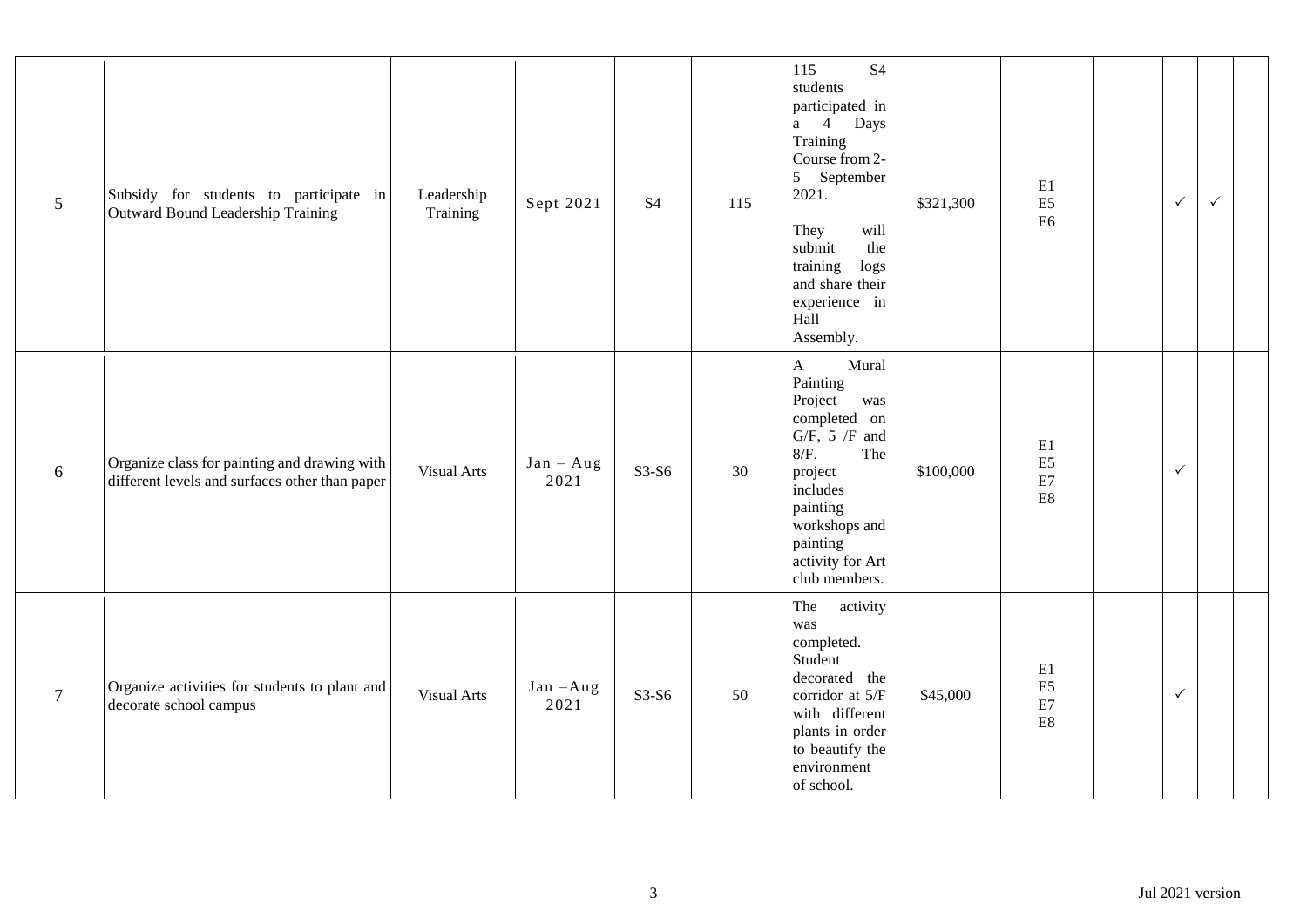| | | | | | | | | | | | | | |
|---|---|---|---|---|---|---|---|---|---|---|---|---|---|
| 5 | Subsidy for students to participate in Outward Bound Leadership Training | Leadership Training | Sept 2021 | S4 | 115 | 115 S4 students participated in a 4 Days Training Course from 2-5 September 2021.<br><br>They will submit the training logs and share their experience in Hall Assembly. | $321,300 | E1<br>E5<br>E6 | | | ✓ | ✓ | |
| 6 | Organize class for painting and drawing with different levels and surfaces other than paper | Visual Arts | Jan – Aug 2021 | S3-S6 | 30 | A Mural Painting Project was completed on G/F, 5 /F and 8/F. The project includes painting workshops and painting activity for Art club members. | $100,000 | E1<br>E5<br>E7<br>E8 | | | ✓ | | |
| 7 | Organize activities for students to plant and decorate school campus | Visual Arts | Jan –Aug 2021 | S3-S6 | 50 | The activity was completed. Student decorated the corridor at 5/F with different plants in order to beautify the environment of school. | $45,000 | E1<br>E5<br>E7<br>E8 | | | ✓ | | |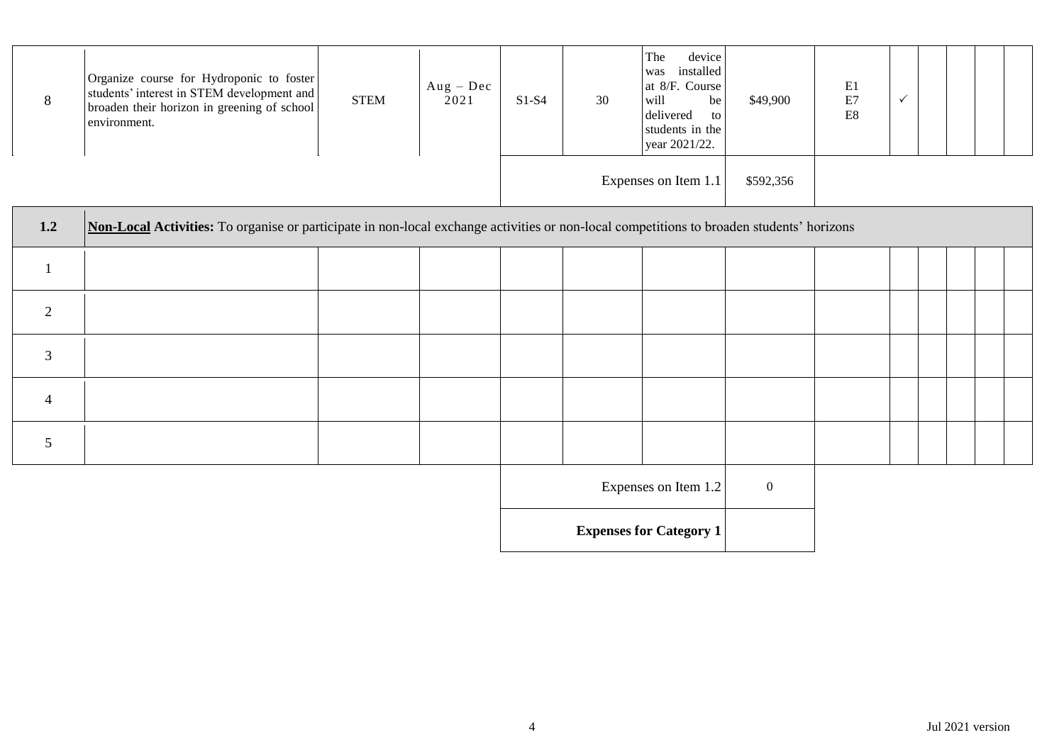| | | | | | | | | | | | | | |
|---|---|---|---|---|---|---|---|---|---|---|---|---|---|
| 8 | Organize course for Hydroponic to foster students' interest in STEM development and broaden their horizon in greening of school environment. | STEM | Aug – Dec 2021 | S1-S4 | 30 | The device was installed at 8/F. Course will be delivered to students in the year 2021/22. | $49,900 | E1 E7 E8 | ✓ | | | | |
| | | | | | | Expenses on Item 1.1 | $592,356 | | | | | | |
| **1.2** | **Non-Local Activities:** To organise or participate in non-local exchange activities or non-local competitions to broaden students' horizons | | | | | | | | | | | | |
| 1 | | | | | | | | | | | | | |
| 2 | | | | | | | | | | | | | |
| 3 | | | | | | | | | | | | | |
| 4 | | | | | | | | | | | | | |
| 5 | | | | | | | | | | | | | |
| | | | | | | Expenses on Item 1.2 | 0 | | | | | | |
| | | | | | | **Expenses for Category 1** | | | | | | | |

Jul 2021 version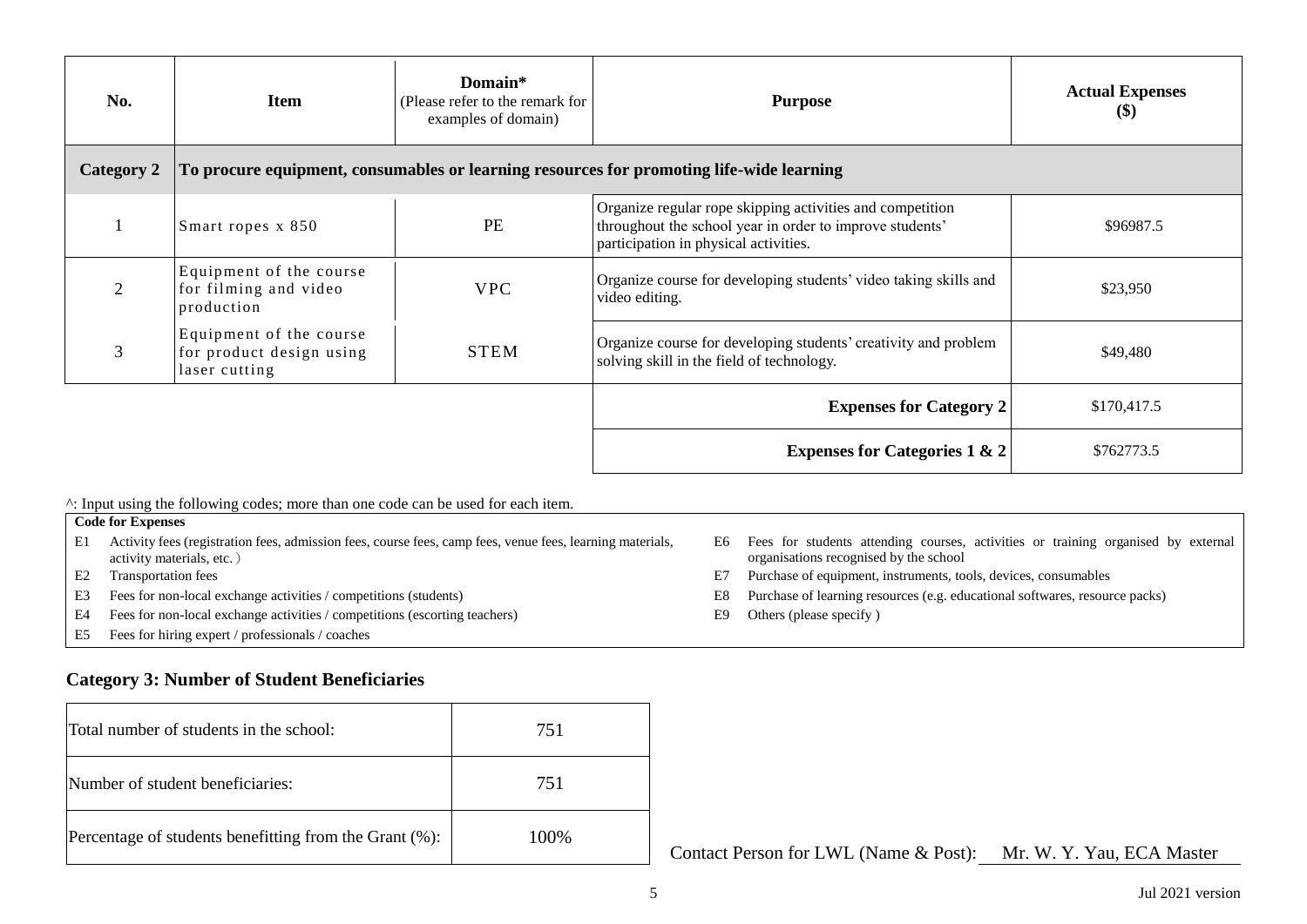| No. | Item | Domain* (Please refer to the remark for examples of domain) | Purpose | Actual Expenses ($) |
|---|---|---|---|---|
| **Category 2** | **To procure equipment, consumables or learning resources for promoting life-wide learning** | | | |
| 1 | Smart ropes x 850 | PE | Organize regular rope skipping activities and competition throughout the school year in order to improve students' participation in physical activities. | $96987.5 |
| 2 | Equipment of the course for filming and video production | VPC | Organize course for developing students' video taking skills and video editing. | $23,950 |
| 3 | Equipment of the course for product design using laser cutting | STEM | Organize course for developing students' creativity and problem solving skill in the field of technology. | $49,480 |
| | | | **Expenses for Category 2** | $170,417.5 |
| | | | **Expenses for Categories 1 & 2** | $762773.5 |

^: Input using the following codes; more than one code can be used for each item.

**Code for Expenses**

- E1 Activity fees (registration fees, admission fees, course fees, camp fees, venue fees, learning materials, activity materials, etc.)
- E2 Transportation fees
- E3 Fees for non-local exchange activities / competitions (students)
- E4 Fees for non-local exchange activities / competitions (escorting teachers)
- E5 Fees for hiring expert / professionals / coaches
- E6 Fees for students attending courses, activities or training organised by external organisations recognised by the school
- E7 Purchase of equipment, instruments, tools, devices, consumables
- E8 Purchase of learning resources (e.g. educational softwares, resource packs)
- E9 Others (please specify )

## Category 3: Number of Student Beneficiaries

| | |
|---|---|
| Total number of students in the school: | 751 |
| Number of student beneficiaries: | 751 |
| Percentage of students benefitting from the Grant (%): | 100% |

Contact Person for LWL (Name & Post): Mr. W. Y. Yau, ECA Master

Jul 2021 version